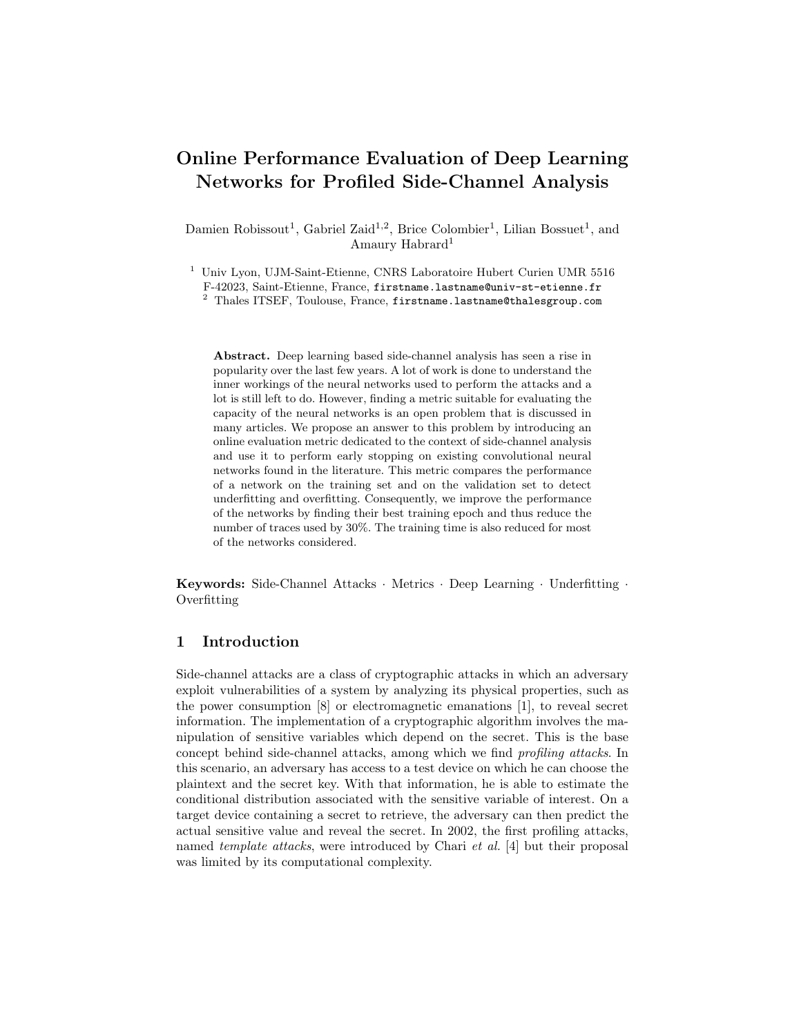# Online Performance Evaluation of Deep Learning Networks for Profiled Side-Channel Analysis

Damien Robissout[1], Gabriel Zaid[1,2], Brice Colombier[1], Lilian Bossuet[1], and Amaury Habrard[1]

[1] Univ Lyon, UJM-Saint-Etienne, CNRS Laboratoire Hubert Curien UMR 5516 F-42023, Saint-Etienne, France, `firstname.lastname@univ-st-etienne.fr`

[2] Thales ITSEF, Toulouse, France, `firstname.lastname@thalesgroup.com`

**Abstract.** Deep learning based side-channel analysis has seen a rise in popularity over the last few years. A lot of work is done to understand the inner workings of the neural networks used to perform the attacks and a lot is still left to do. However, finding a metric suitable for evaluating the capacity of the neural networks is an open problem that is discussed in many articles. We propose an answer to this problem by introducing an online evaluation metric dedicated to the context of side-channel analysis and use it to perform early stopping on existing convolutional neural networks found in the literature. This metric compares the performance of a network on the training set and on the validation set to detect underfitting and overfitting. Consequently, we improve the performance of the networks by finding their best training epoch and thus reduce the number of traces used by 30%. The training time is also reduced for most of the networks considered.

**Keywords:** Side-Channel Attacks · Metrics · Deep Learning · Underfitting · Overfitting

## 1 Introduction

Side-channel attacks are a class of cryptographic attacks in which an adversary exploit vulnerabilities of a system by analyzing its physical properties, such as the power consumption [8] or electromagnetic emanations [1], to reveal secret information. The implementation of a cryptographic algorithm involves the manipulation of sensitive variables which depend on the secret. This is the base concept behind side-channel attacks, among which we find *profiling attacks*. In this scenario, an adversary has access to a test device on which he can choose the plaintext and the secret key. With that information, he is able to estimate the conditional distribution associated with the sensitive variable of interest. On a target device containing a secret to retrieve, the adversary can then predict the actual sensitive value and reveal the secret. In 2002, the first profiling attacks, named *template attacks*, were introduced by Chari *et al.* [4] but their proposal was limited by its computational complexity.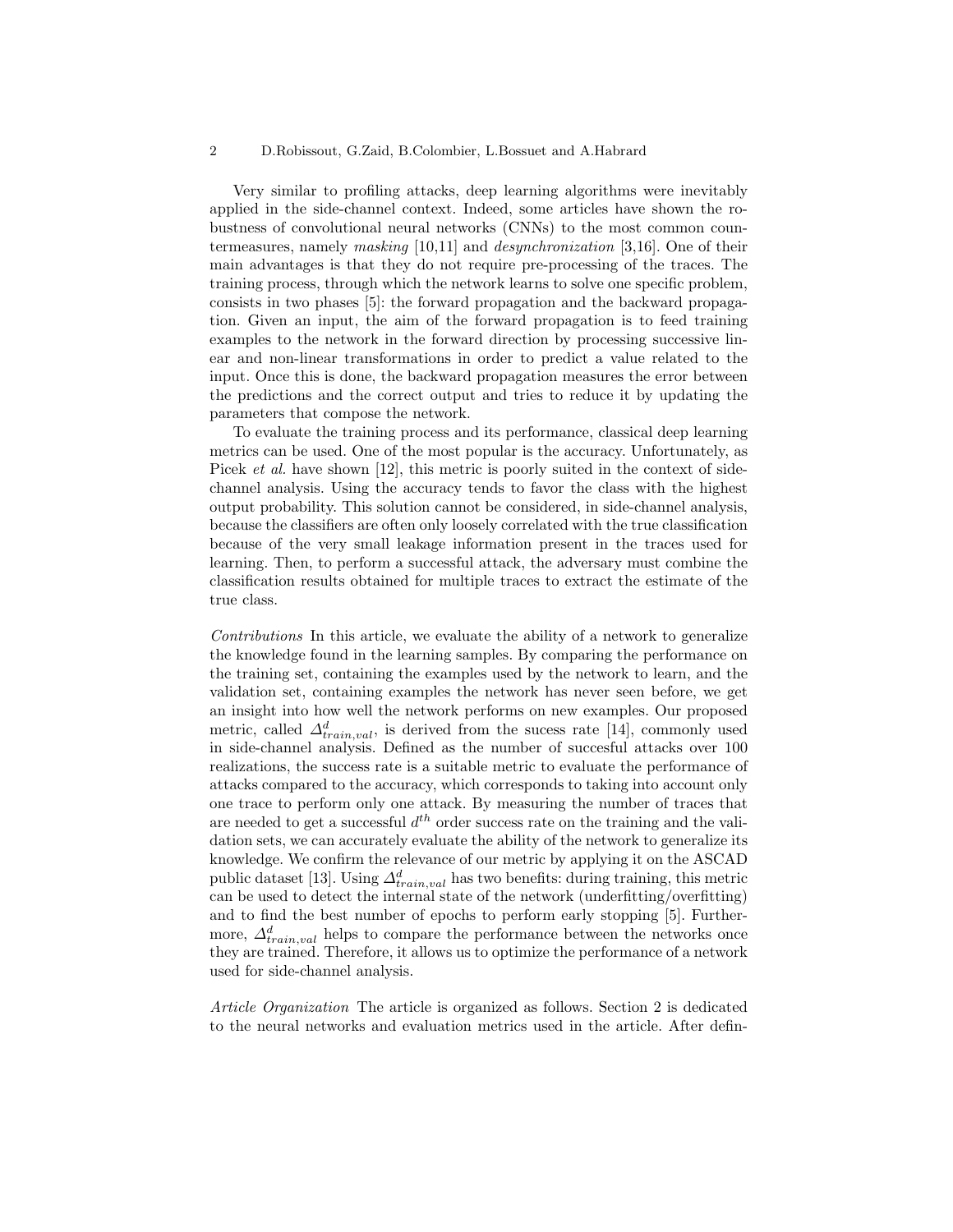Very similar to profiling attacks, deep learning algorithms were inevitably applied in the side-channel context. Indeed, some articles have shown the robustness of convolutional neural networks (CNNs) to the most common countermeasures, namely *masking* [10,11] and *desynchronization* [3,16]. One of their main advantages is that they do not require pre-processing of the traces. The training process, through which the network learns to solve one specific problem, consists in two phases [5]: the forward propagation and the backward propagation. Given an input, the aim of the forward propagation is to feed training examples to the network in the forward direction by processing successive linear and non-linear transformations in order to predict a value related to the input. Once this is done, the backward propagation measures the error between the predictions and the correct output and tries to reduce it by updating the parameters that compose the network.

To evaluate the training process and its performance, classical deep learning metrics can be used. One of the most popular is the accuracy. Unfortunately, as Picek *et al.* have shown [12], this metric is poorly suited in the context of side-channel analysis. Using the accuracy tends to favor the class with the highest output probability. This solution cannot be considered, in side-channel analysis, because the classifiers are often only loosely correlated with the true classification because of the very small leakage information present in the traces used for learning. Then, to perform a successful attack, the adversary must combine the classification results obtained for multiple traces to extract the estimate of the true class.

*Contributions* In this article, we evaluate the ability of a network to generalize the knowledge found in the learning samples. By comparing the performance on the training set, containing the examples used by the network to learn, and the validation set, containing examples the network has never seen before, we get an insight into how well the network performs on new examples. Our proposed metric, called $\Delta^d_{train,val}$, is derived from the sucess rate [14], commonly used in side-channel analysis. Defined as the number of succesful attacks over 100 realizations, the success rate is a suitable metric to evaluate the performance of attacks compared to the accuracy, which corresponds to taking into account only one trace to perform only one attack. By measuring the number of traces that are needed to get a successful $d^{th}$ order success rate on the training and the validation sets, we can accurately evaluate the ability of the network to generalize its knowledge. We confirm the relevance of our metric by applying it on the ASCAD public dataset [13]. Using $\Delta^d_{train,val}$ has two benefits: during training, this metric can be used to detect the internal state of the network (underfitting/overfitting) and to find the best number of epochs to perform early stopping [5]. Furthermore, $\Delta^d_{train,val}$ helps to compare the performance between the networks once they are trained. Therefore, it allows us to optimize the performance of a network used for side-channel analysis.

*Article Organization* The article is organized as follows. Section 2 is dedicated to the neural networks and evaluation metrics used in the article. After defin-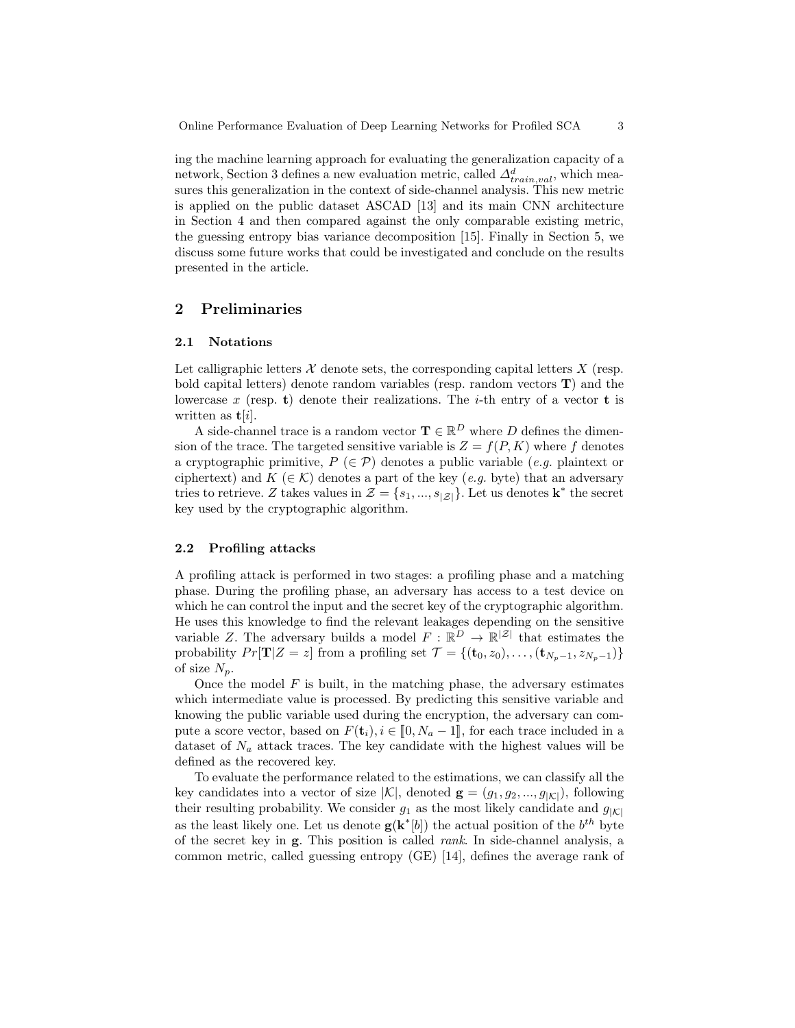ing the machine learning approach for evaluating the generalization capacity of a network, Section 3 defines a new evaluation metric, called $\Delta^{d}_{train,val}$, which measures this generalization in the context of side-channel analysis. This new metric is applied on the public dataset ASCAD [13] and its main CNN architecture in Section 4 and then compared against the only comparable existing metric, the guessing entropy bias variance decomposition [15]. Finally in Section 5, we discuss some future works that could be investigated and conclude on the results presented in the article.

## 2 Preliminaries

### 2.1 Notations

Let calligraphic letters $\mathcal{X}$ denote sets, the corresponding capital letters $X$ (resp. bold capital letters) denote random variables (resp. random vectors $\mathbf{T}$) and the lowercase $x$ (resp. $\mathbf{t}$) denote their realizations. The $i$-th entry of a vector $\mathbf{t}$ is written as $\mathbf{t}[i]$.

A side-channel trace is a random vector $\mathbf{T} \in \mathbb{R}^D$ where $D$ defines the dimension of the trace. The targeted sensitive variable is $Z = f(P, K)$ where $f$ denotes a cryptographic primitive, $P$ ($\in \mathcal{P}$) denotes a public variable (*e.g.* plaintext or ciphertext) and $K$ ($\in \mathcal{K}$) denotes a part of the key (*e.g.* byte) that an adversary tries to retrieve. $Z$ takes values in $\mathcal{Z} = \{s_1, ..., s_{|\mathcal{Z}|}\}$. Let us denotes $\mathbf{k}^*$ the secret key used by the cryptographic algorithm.

### 2.2 Profiling attacks

A profiling attack is performed in two stages: a profiling phase and a matching phase. During the profiling phase, an adversary has access to a test device on which he can control the input and the secret key of the cryptographic algorithm. He uses this knowledge to find the relevant leakages depending on the sensitive variable $Z$. The adversary builds a model $F : \mathbb{R}^D \rightarrow \mathbb{R}^{|\mathcal{Z}|}$ that estimates the probability $Pr[\mathbf{T}|Z = z]$ from a profiling set $\mathcal{T} = \{(\mathbf{t}_0, z_0), \ldots, (\mathbf{t}_{N_p-1}, z_{N_p-1})\}$ of size $N_p$.

Once the model $F$ is built, in the matching phase, the adversary estimates which intermediate value is processed. By predicting this sensitive variable and knowing the public variable used during the encryption, the adversary can compute a score vector, based on $F(\mathbf{t}_i), i \in [\![0, N_a - 1]\!]$, for each trace included in a dataset of $N_a$ attack traces. The key candidate with the highest values will be defined as the recovered key.

To evaluate the performance related to the estimations, we can classify all the key candidates into a vector of size $|\mathcal{K}|$, denoted $\mathbf{g} = (g_1, g_2, ..., g_{|\mathcal{K}|})$, following their resulting probability. We consider $g_1$ as the most likely candidate and $g_{|\mathcal{K}|}$ as the least likely one. Let us denote $\mathbf{g}(\mathbf{k}^*[b])$ the actual position of the $b^{th}$ byte of the secret key in $\mathbf{g}$. This position is called *rank*. In side-channel analysis, a common metric, called guessing entropy (GE) [14], defines the average rank of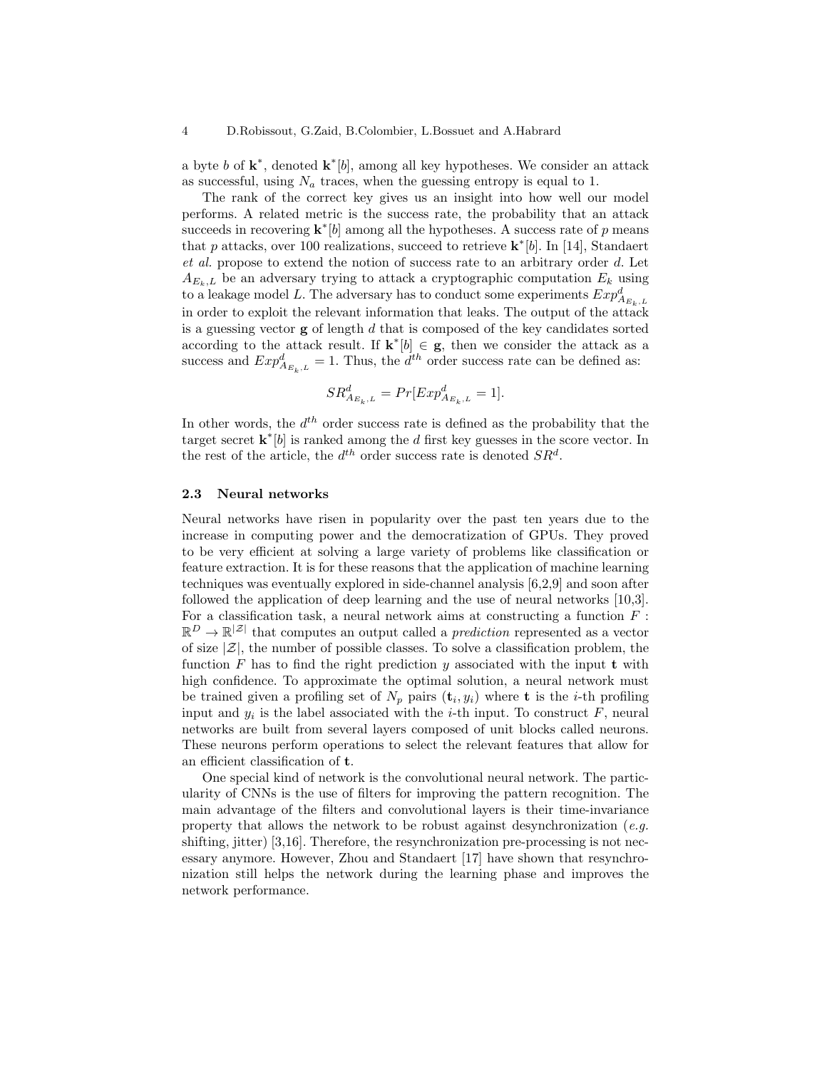a byte $b$ of $\mathbf{k}^*$, denoted $\mathbf{k}^*[b]$, among all key hypotheses. We consider an attack as successful, using $N_a$ traces, when the guessing entropy is equal to 1.

The rank of the correct key gives us an insight into how well our model performs. A related metric is the success rate, the probability that an attack succeeds in recovering $\mathbf{k}^*[b]$ among all the hypotheses. A success rate of $p$ means that $p$ attacks, over 100 realizations, succeed to retrieve $\mathbf{k}^*[b]$. In [14], Standaert *et al.* propose to extend the notion of success rate to an arbitrary order $d$. Let $A_{E_k,L}$ be an adversary trying to attack a cryptographic computation $E_k$ using to a leakage model $L$. The adversary has to conduct some experiments $Exp^d_{A_{E_k,L}}$ in order to exploit the relevant information that leaks. The output of the attack is a guessing vector $\mathbf{g}$ of length $d$ that is composed of the key candidates sorted according to the attack result. If $\mathbf{k}^*[b] \in \mathbf{g}$, then we consider the attack as a success and $Exp^d_{A_{E_k,L}} = 1$. Thus, the $d^{th}$ order success rate can be defined as:

$$SR^d_{A_{E_k,L}} = Pr[Exp^d_{A_{E_k,L}} = 1].$$

In other words, the $d^{th}$ order success rate is defined as the probability that the target secret $\mathbf{k}^*[b]$ is ranked among the $d$ first key guesses in the score vector. In the rest of the article, the $d^{th}$ order success rate is denoted $SR^d$.

### 2.3 Neural networks

Neural networks have risen in popularity over the past ten years due to the increase in computing power and the democratization of GPUs. They proved to be very efficient at solving a large variety of problems like classification or feature extraction. It is for these reasons that the application of machine learning techniques was eventually explored in side-channel analysis [6,2,9] and soon after followed the application of deep learning and the use of neural networks [10,3]. For a classification task, a neural network aims at constructing a function $F : \mathbb{R}^D \rightarrow \mathbb{R}^{|\mathcal{Z}|}$ that computes an output called a *prediction* represented as a vector of size $|\mathcal{Z}|$, the number of possible classes. To solve a classification problem, the function $F$ has to find the right prediction $y$ associated with the input $\mathbf{t}$ with high confidence. To approximate the optimal solution, a neural network must be trained given a profiling set of $N_p$ pairs $(\mathbf{t}_i, y_i)$ where $\mathbf{t}$ is the $i$-th profiling input and $y_i$ is the label associated with the $i$-th input. To construct $F$, neural networks are built from several layers composed of unit blocks called neurons. These neurons perform operations to select the relevant features that allow for an efficient classification of $\mathbf{t}$.

One special kind of network is the convolutional neural network. The particularity of CNNs is the use of filters for improving the pattern recognition. The main advantage of the filters and convolutional layers is their time-invariance property that allows the network to be robust against desynchronization (*e.g.* shifting, jitter) [3,16]. Therefore, the resynchronization pre-processing is not necessary anymore. However, Zhou and Standaert [17] have shown that resynchronization still helps the network during the learning phase and improves the network performance.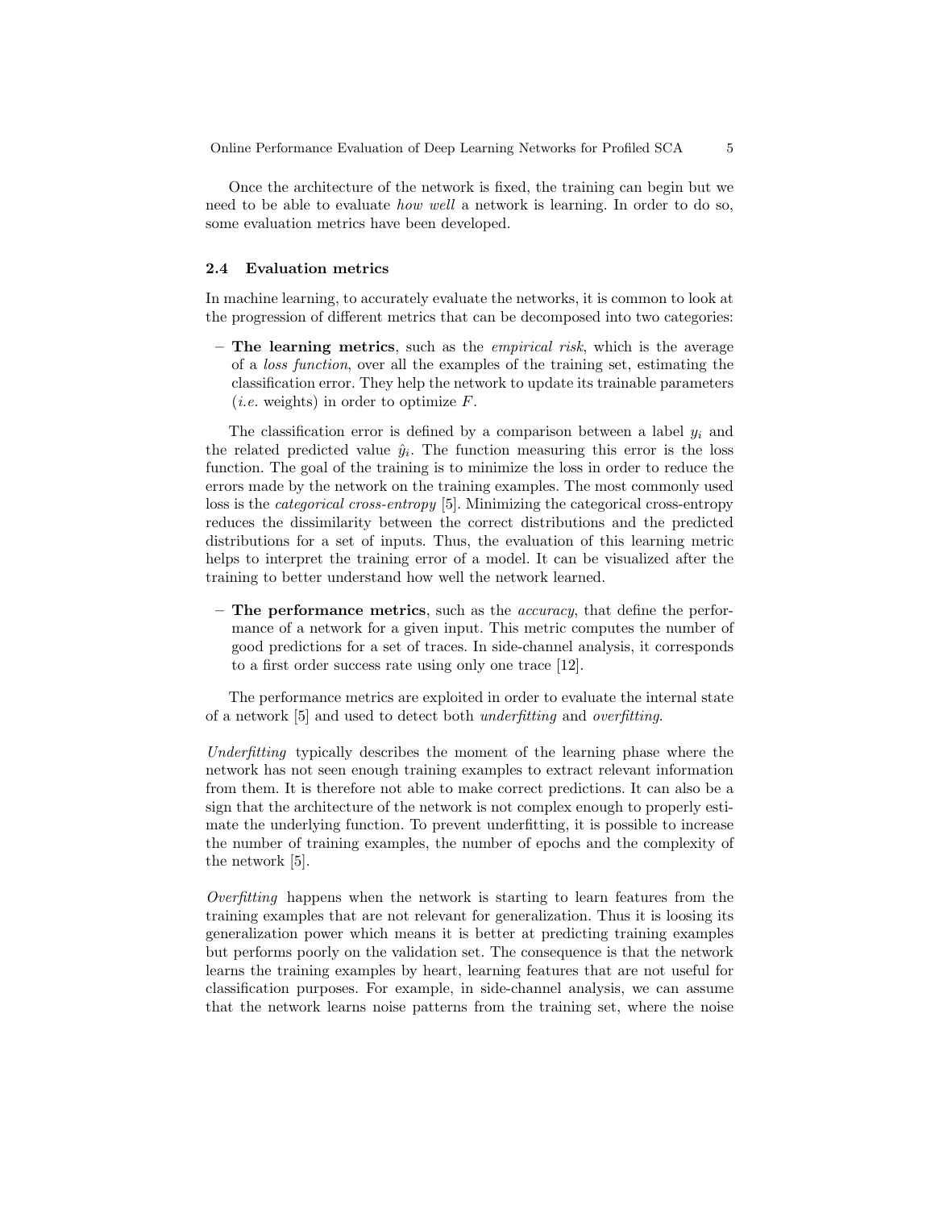Once the architecture of the network is fixed, the training can begin but we need to be able to evaluate *how well* a network is learning. In order to do so, some evaluation metrics have been developed.

### 2.4 Evaluation metrics

In machine learning, to accurately evaluate the networks, it is common to look at the progression of different metrics that can be decomposed into two categories:

– **The learning metrics**, such as the *empirical risk*, which is the average of a *loss function*, over all the examples of the training set, estimating the classification error. They help the network to update its trainable parameters (*i.e.* weights) in order to optimize $F$.

The classification error is defined by a comparison between a label $y_i$ and the related predicted value $\hat{y}_i$. The function measuring this error is the loss function. The goal of the training is to minimize the loss in order to reduce the errors made by the network on the training examples. The most commonly used loss is the *categorical cross-entropy* [5]. Minimizing the categorical cross-entropy reduces the dissimilarity between the correct distributions and the predicted distributions for a set of inputs. Thus, the evaluation of this learning metric helps to interpret the training error of a model. It can be visualized after the training to better understand how well the network learned.

– **The performance metrics**, such as the *accuracy*, that define the performance of a network for a given input. This metric computes the number of good predictions for a set of traces. In side-channel analysis, it corresponds to a first order success rate using only one trace [12].

The performance metrics are exploited in order to evaluate the internal state of a network [5] and used to detect both *underfitting* and *overfitting*.

*Underfitting* typically describes the moment of the learning phase where the network has not seen enough training examples to extract relevant information from them. It is therefore not able to make correct predictions. It can also be a sign that the architecture of the network is not complex enough to properly estimate the underlying function. To prevent underfitting, it is possible to increase the number of training examples, the number of epochs and the complexity of the network [5].

*Overfitting* happens when the network is starting to learn features from the training examples that are not relevant for generalization. Thus it is loosing its generalization power which means it is better at predicting training examples but performs poorly on the validation set. The consequence is that the network learns the training examples by heart, learning features that are not useful for classification purposes. For example, in side-channel analysis, we can assume that the network learns noise patterns from the training set, where the noise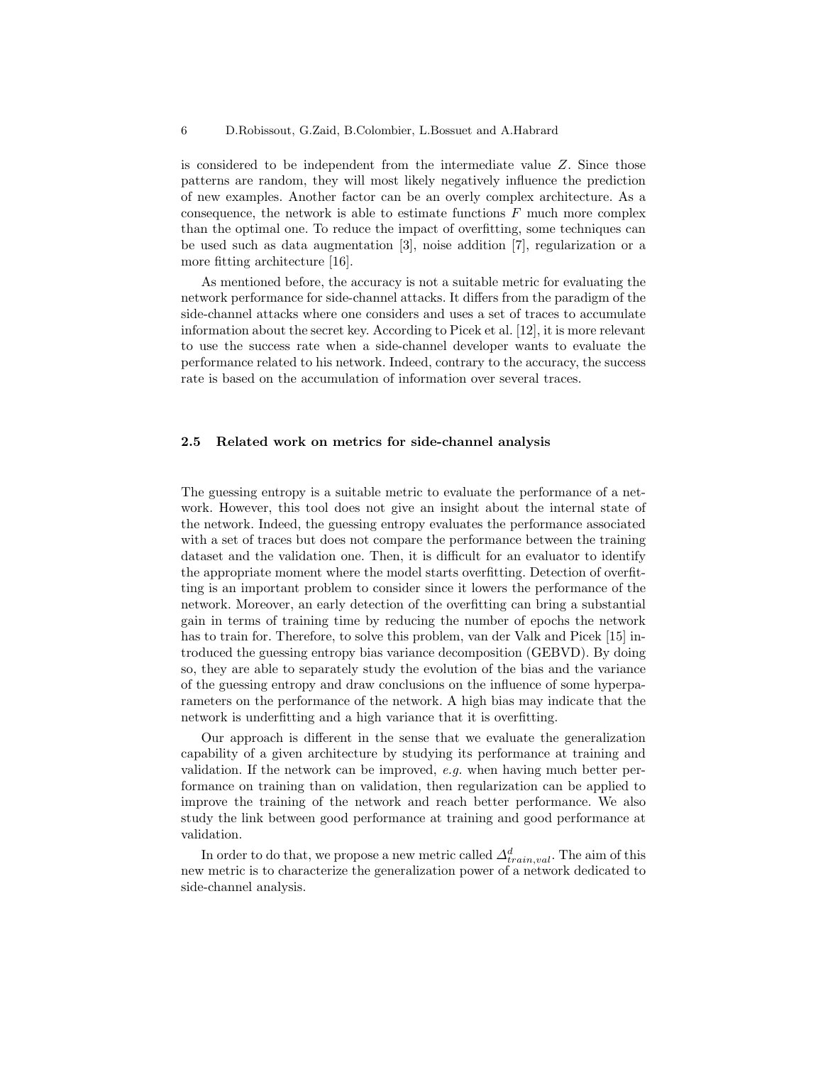is considered to be independent from the intermediate value $Z$. Since those patterns are random, they will most likely negatively influence the prediction of new examples. Another factor can be an overly complex architecture. As a consequence, the network is able to estimate functions $F$ much more complex than the optimal one. To reduce the impact of overfitting, some techniques can be used such as data augmentation [3], noise addition [7], regularization or a more fitting architecture [16].

As mentioned before, the accuracy is not a suitable metric for evaluating the network performance for side-channel attacks. It differs from the paradigm of the side-channel attacks where one considers and uses a set of traces to accumulate information about the secret key. According to Picek et al. [12], it is more relevant to use the success rate when a side-channel developer wants to evaluate the performance related to his network. Indeed, contrary to the accuracy, the success rate is based on the accumulation of information over several traces.

### 2.5 Related work on metrics for side-channel analysis

The guessing entropy is a suitable metric to evaluate the performance of a network. However, this tool does not give an insight about the internal state of the network. Indeed, the guessing entropy evaluates the performance associated with a set of traces but does not compare the performance between the training dataset and the validation one. Then, it is difficult for an evaluator to identify the appropriate moment where the model starts overfitting. Detection of overfitting is an important problem to consider since it lowers the performance of the network. Moreover, an early detection of the overfitting can bring a substantial gain in terms of training time by reducing the number of epochs the network has to train for. Therefore, to solve this problem, van der Valk and Picek [15] introduced the guessing entropy bias variance decomposition (GEBVD). By doing so, they are able to separately study the evolution of the bias and the variance of the guessing entropy and draw conclusions on the influence of some hyperparameters on the performance of the network. A high bias may indicate that the network is underfitting and a high variance that it is overfitting.

Our approach is different in the sense that we evaluate the generalization capability of a given architecture by studying its performance at training and validation. If the network can be improved, *e.g.* when having much better performance on training than on validation, then regularization can be applied to improve the training of the network and reach better performance. We also study the link between good performance at training and good performance at validation.

In order to do that, we propose a new metric called $\Delta^d_{train,val}$. The aim of this new metric is to characterize the generalization power of a network dedicated to side-channel analysis.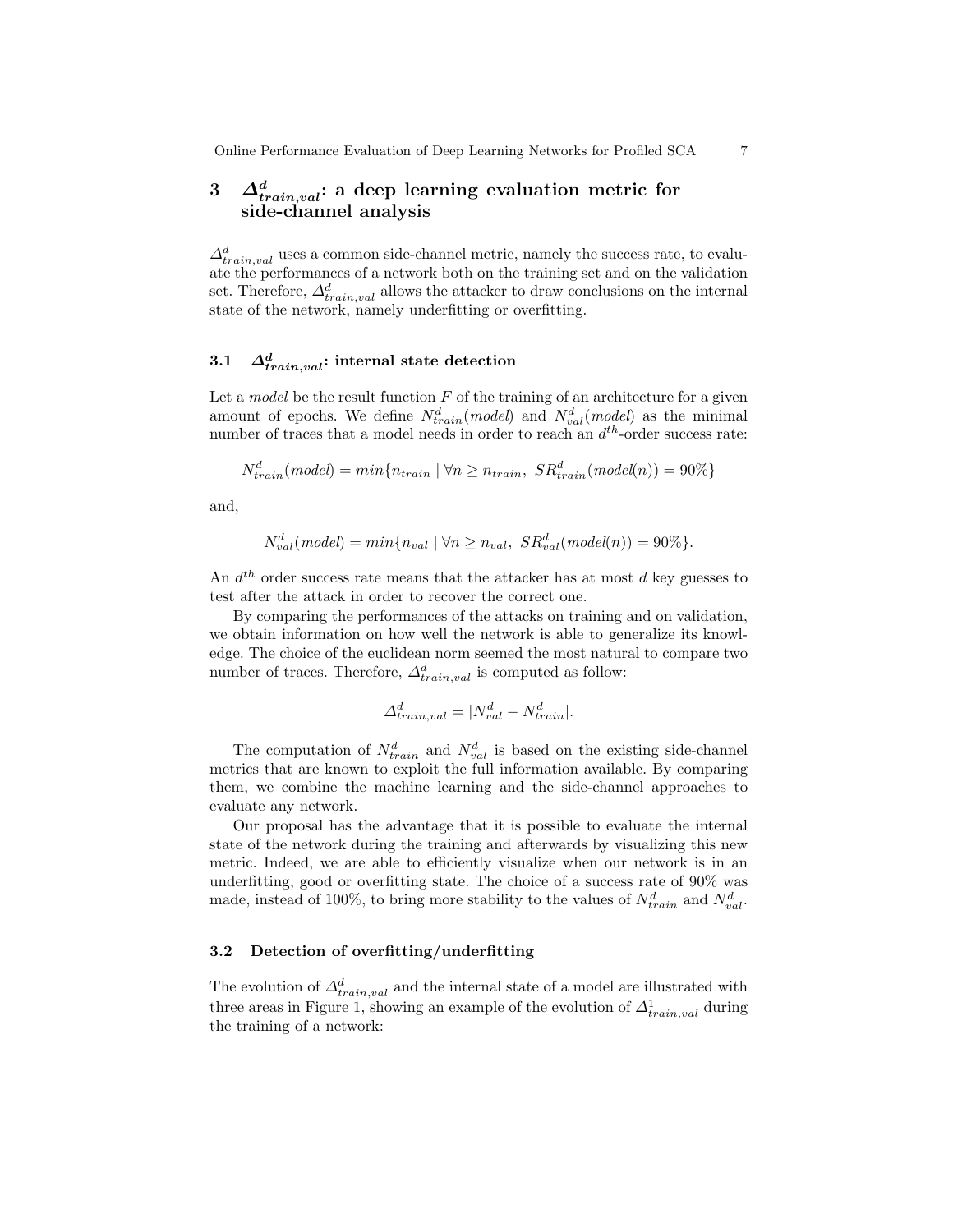## 3 $\Delta^d_{train,val}$: a deep learning evaluation metric for side-channel analysis

$\Delta^d_{train,val}$ uses a common side-channel metric, namely the success rate, to evaluate the performances of a network both on the training set and on the validation set. Therefore, $\Delta^d_{train,val}$ allows the attacker to draw conclusions on the internal state of the network, namely underfitting or overfitting.

### 3.1 $\Delta^d_{train,val}$: internal state detection

Let a *model* be the result function $F$ of the training of an architecture for a given amount of epochs. We define $N^d_{train}(model)$ and $N^d_{val}(model)$ as the minimal number of traces that a model needs in order to reach an $d^{th}$-order success rate:

$$N^d_{train}(model) = min\{n_{train} \mid \forall n \geq n_{train},\ SR^d_{train}(model(n)) = 90\%\}$$

and,

$$N^d_{val}(model) = min\{n_{val} \mid \forall n \geq n_{val},\ SR^d_{val}(model(n)) = 90\%\}.$$

An $d^{th}$ order success rate means that the attacker has at most $d$ key guesses to test after the attack in order to recover the correct one.

By comparing the performances of the attacks on training and on validation, we obtain information on how well the network is able to generalize its knowledge. The choice of the euclidean norm seemed the most natural to compare two number of traces. Therefore, $\Delta^d_{train,val}$ is computed as follow:

$$\Delta^d_{train,val} = |N^d_{val} - N^d_{train}|.$$

The computation of $N^d_{train}$ and $N^d_{val}$ is based on the existing side-channel metrics that are known to exploit the full information available. By comparing them, we combine the machine learning and the side-channel approaches to evaluate any network.

Our proposal has the advantage that it is possible to evaluate the internal state of the network during the training and afterwards by visualizing this new metric. Indeed, we are able to efficiently visualize when our network is in an underfitting, good or overfitting state. The choice of a success rate of 90% was made, instead of 100%, to bring more stability to the values of $N^d_{train}$ and $N^d_{val}$.

### 3.2 Detection of overfitting/underfitting

The evolution of $\Delta^d_{train,val}$ and the internal state of a model are illustrated with three areas in Figure 1, showing an example of the evolution of $\Delta^1_{train,val}$ during the training of a network: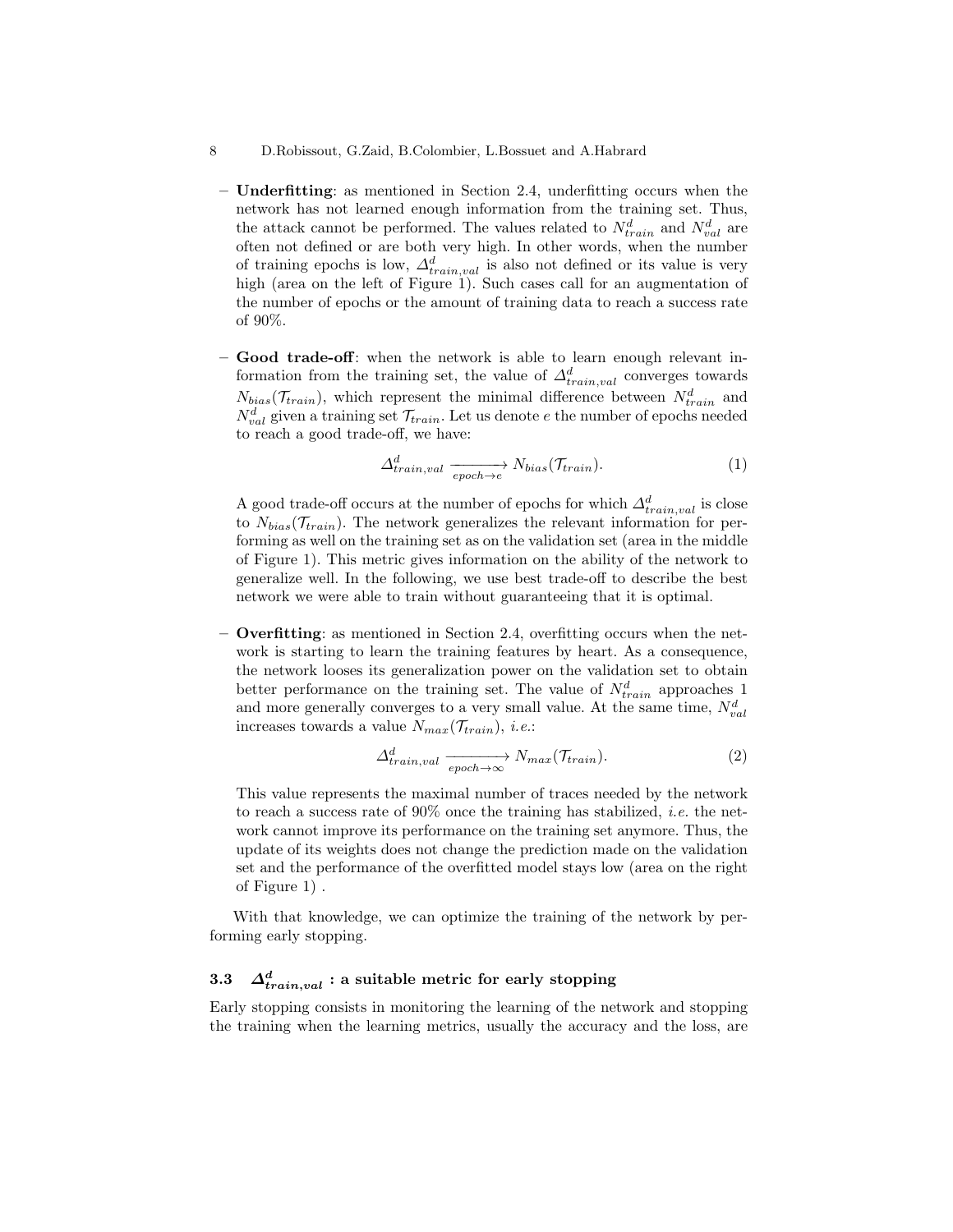- **Underfitting**: as mentioned in Section 2.4, underfitting occurs when the network has not learned enough information from the training set. Thus, the attack cannot be performed. The values related to $N^d_{train}$ and $N^d_{val}$ are often not defined or are both very high. In other words, when the number of training epochs is low, $\Delta^d_{train,val}$ is also not defined or its value is very high (area on the left of Figure 1). Such cases call for an augmentation of the number of epochs or the amount of training data to reach a success rate of 90%.

- **Good trade-off**: when the network is able to learn enough relevant information from the training set, the value of $\Delta^d_{train,val}$ converges towards $N_{bias}(\mathcal{T}_{train})$, which represent the minimal difference between $N^d_{train}$ and $N^d_{val}$ given a training set $\mathcal{T}_{train}$. Let us denote $e$ the number of epochs needed to reach a good trade-off, we have:

$$\Delta^d_{train,val} \xrightarrow[epoch \to e]{} N_{bias}(\mathcal{T}_{train}). \tag{1}$$

  A good trade-off occurs at the number of epochs for which $\Delta^d_{train,val}$ is close to $N_{bias}(\mathcal{T}_{train})$. The network generalizes the relevant information for performing as well on the training set as on the validation set (area in the middle of Figure 1). This metric gives information on the ability of the network to generalize well. In the following, we use best trade-off to describe the best network we were able to train without guaranteeing that it is optimal.

- **Overfitting**: as mentioned in Section 2.4, overfitting occurs when the network is starting to learn the training features by heart. As a consequence, the network looses its generalization power on the validation set to obtain better performance on the training set. The value of $N^d_{train}$ approaches 1 and more generally converges to a very small value. At the same time, $N^d_{val}$ increases towards a value $N_{max}(\mathcal{T}_{train})$, *i.e.*:

$$\Delta^d_{train,val} \xrightarrow[epoch \to \infty]{} N_{max}(\mathcal{T}_{train}). \tag{2}$$

  This value represents the maximal number of traces needed by the network to reach a success rate of 90% once the training has stabilized, *i.e.* the network cannot improve its performance on the training set anymore. Thus, the update of its weights does not change the prediction made on the validation set and the performance of the overfitted model stays low (area on the right of Figure 1) .

With that knowledge, we can optimize the training of the network by performing early stopping.

### 3.3 $\Delta^d_{train,val}$ : a suitable metric for early stopping

Early stopping consists in monitoring the learning of the network and stopping the training when the learning metrics, usually the accuracy and the loss, are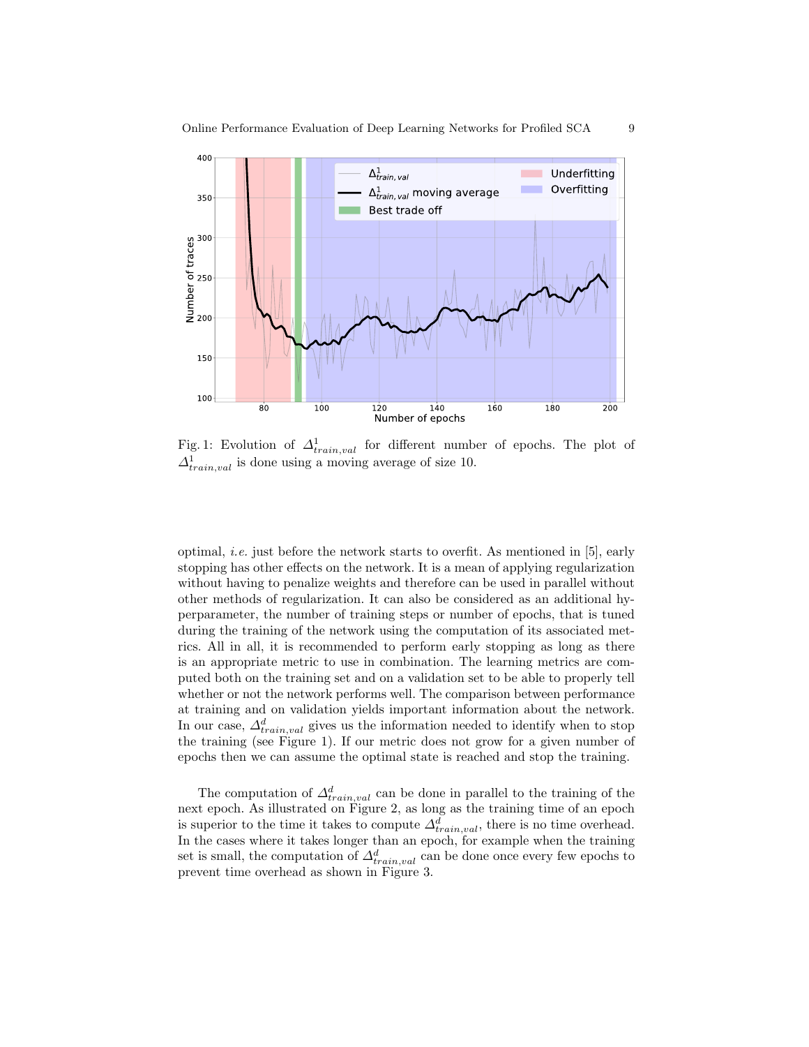Fig. 1: Evolution of $\Delta^1_{train,val}$ for different number of epochs. The plot of $\Delta^1_{train,val}$ is done using a moving average of size 10.

optimal, *i.e.* just before the network starts to overfit. As mentioned in [5], early stopping has other effects on the network. It is a mean of applying regularization without having to penalize weights and therefore can be used in parallel without other methods of regularization. It can also be considered as an additional hyperparameter, the number of training steps or number of epochs, that is tuned during the training of the network using the computation of its associated metrics. All in all, it is recommended to perform early stopping as long as there is an appropriate metric to use in combination. The learning metrics are computed both on the training set and on a validation set to be able to properly tell whether or not the network performs well. The comparison between performance at training and on validation yields important information about the network. In our case, $\Delta^d_{train,val}$ gives us the information needed to identify when to stop the training (see Figure 1). If our metric does not grow for a given number of epochs then we can assume the optimal state is reached and stop the training.

The computation of $\Delta^d_{train,val}$ can be done in parallel to the training of the next epoch. As illustrated on Figure 2, as long as the training time of an epoch is superior to the time it takes to compute $\Delta^d_{train,val}$, there is no time overhead. In the cases where it takes longer than an epoch, for example when the training set is small, the computation of $\Delta^d_{train,val}$ can be done once every few epochs to prevent time overhead as shown in Figure 3.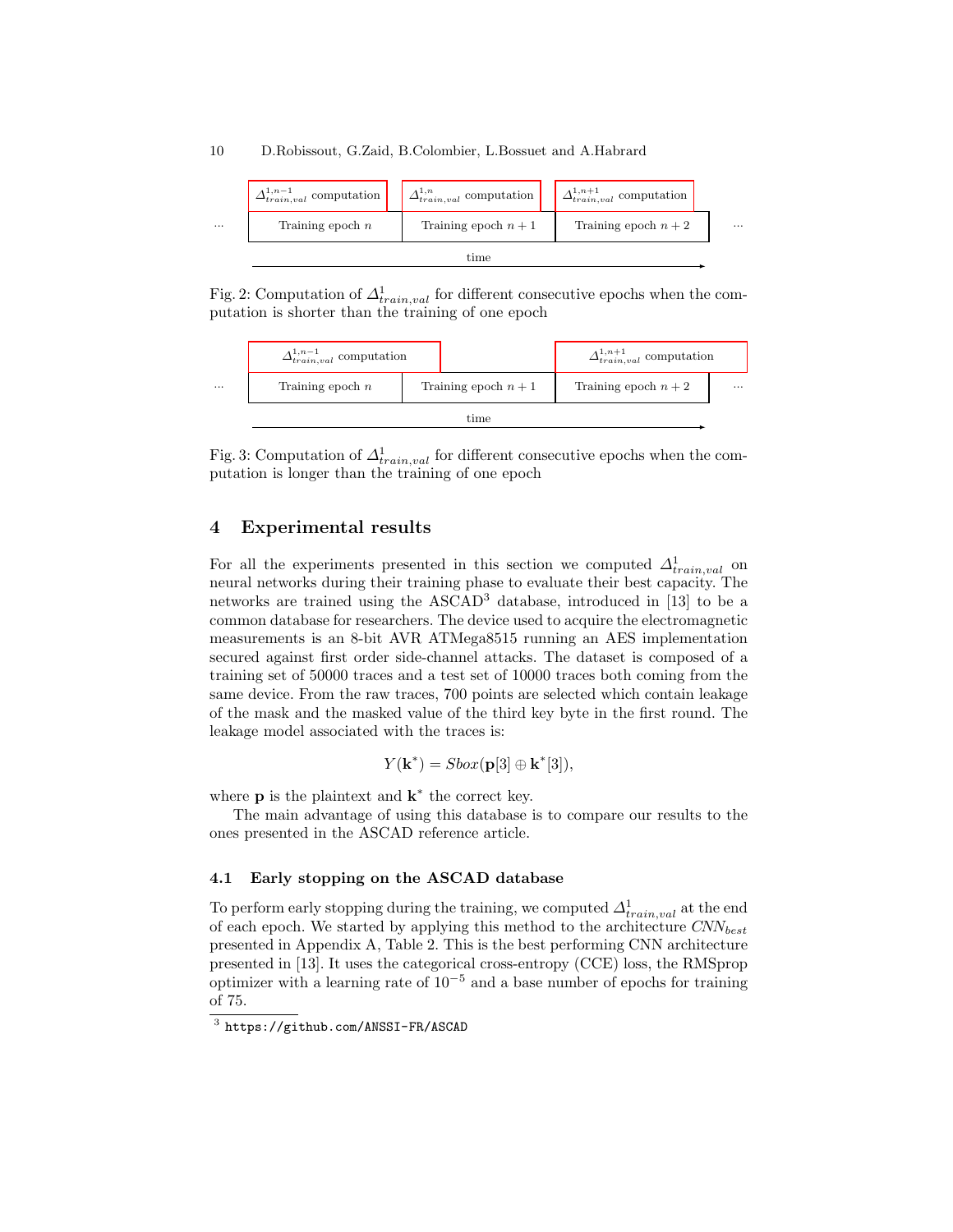Fig. 2: Computation of $\Delta^1_{train,val}$ for different consecutive epochs when the computation is shorter than the training of one epoch

Fig. 3: Computation of $\Delta^1_{train,val}$ for different consecutive epochs when the computation is longer than the training of one epoch

## 4 Experimental results

For all the experiments presented in this section we computed $\Delta^1_{train,val}$ on neural networks during their training phase to evaluate their best capacity. The networks are trained using the ASCAD[3] database, introduced in [13] to be a common database for researchers. The device used to acquire the electromagnetic measurements is an 8-bit AVR ATMega8515 running an AES implementation secured against first order side-channel attacks. The dataset is composed of a training set of 50000 traces and a test set of 10000 traces both coming from the same device. From the raw traces, 700 points are selected which contain leakage of the mask and the masked value of the third key byte in the first round. The leakage model associated with the traces is:

$$Y(\mathbf{k}^*) = Sbox(\mathbf{p}[3] \oplus \mathbf{k}^*[3]),$$

where $\mathbf{p}$ is the plaintext and $\mathbf{k}^*$ the correct key.

The main advantage of using this database is to compare our results to the ones presented in the ASCAD reference article.

### 4.1 Early stopping on the ASCAD database

To perform early stopping during the training, we computed $\Delta^1_{train,val}$ at the end of each epoch. We started by applying this method to the architecture $CNN_{best}$ presented in Appendix A, Table 2. This is the best performing CNN architecture presented in [13]. It uses the categorical cross-entropy (CCE) loss, the RMSprop optimizer with a learning rate of $10^{-5}$ and a base number of epochs for training of 75.

[3] https://github.com/ANSSI-FR/ASCAD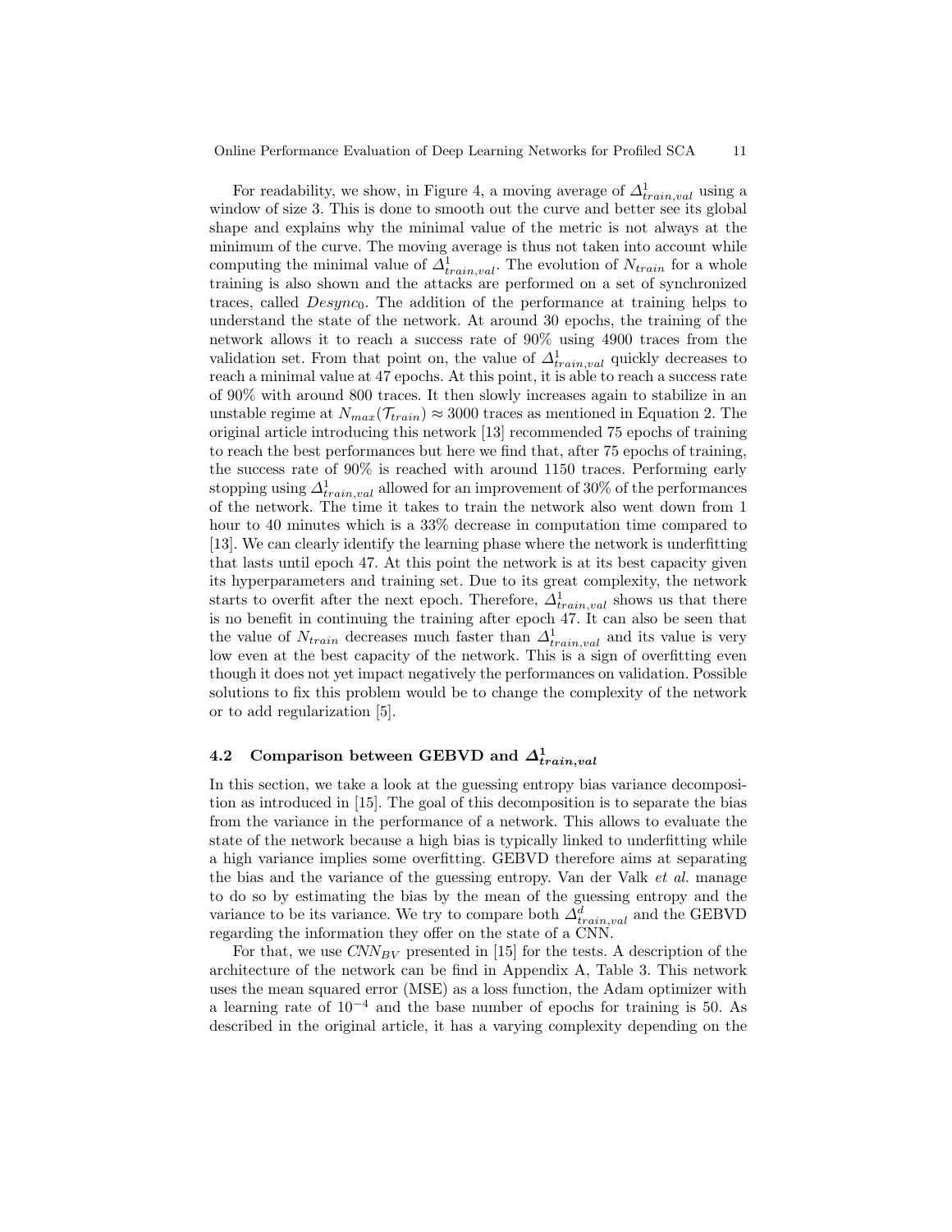For readability, we show, in Figure 4, a moving average of $\Delta^1_{train,val}$ using a window of size 3. This is done to smooth out the curve and better see its global shape and explains why the minimal value of the metric is not always at the minimum of the curve. The moving average is thus not taken into account while computing the minimal value of $\Delta^1_{train,val}$. The evolution of $N_{train}$ for a whole training is also shown and the attacks are performed on a set of synchronized traces, called $Desync_0$. The addition of the performance at training helps to understand the state of the network. At around 30 epochs, the training of the network allows it to reach a success rate of 90% using 4900 traces from the validation set. From that point on, the value of $\Delta^1_{train,val}$ quickly decreases to reach a minimal value at 47 epochs. At this point, it is able to reach a success rate of 90% with around 800 traces. It then slowly increases again to stabilize in an unstable regime at $N_{max}(\mathcal{T}_{train}) \approx 3000$ traces as mentioned in Equation 2. The original article introducing this network [13] recommended 75 epochs of training to reach the best performances but here we find that, after 75 epochs of training, the success rate of 90% is reached with around 1150 traces. Performing early stopping using $\Delta^1_{train,val}$ allowed for an improvement of 30% of the performances of the network. The time it takes to train the network also went down from 1 hour to 40 minutes which is a 33% decrease in computation time compared to [13]. We can clearly identify the learning phase where the network is underfitting that lasts until epoch 47. At this point the network is at its best capacity given its hyperparameters and training set. Due to its great complexity, the network starts to overfit after the next epoch. Therefore, $\Delta^1_{train,val}$ shows us that there is no benefit in continuing the training after epoch 47. It can also be seen that the value of $N_{train}$ decreases much faster than $\Delta^1_{train,val}$ and its value is very low even at the best capacity of the network. This is a sign of overfitting even though it does not yet impact negatively the performances on validation. Possible solutions to fix this problem would be to change the complexity of the network or to add regularization [5].

### 4.2 Comparison between GEBVD and $\Delta^1_{train,val}$

In this section, we take a look at the guessing entropy bias variance decomposition as introduced in [15]. The goal of this decomposition is to separate the bias from the variance in the performance of a network. This allows to evaluate the state of the network because a high bias is typically linked to underfitting while a high variance implies some overfitting. GEBVD therefore aims at separating the bias and the variance of the guessing entropy. Van der Valk *et al.* manage to do so by estimating the bias by the mean of the guessing entropy and the variance to be its variance. We try to compare both $\Delta^d_{train,val}$ and the GEBVD regarding the information they offer on the state of a CNN.

For that, we use $CNN_{BV}$ presented in [15] for the tests. A description of the architecture of the network can be find in Appendix A, Table 3. This network uses the mean squared error (MSE) as a loss function, the Adam optimizer with a learning rate of $10^{-4}$ and the base number of epochs for training is 50. As described in the original article, it has a varying complexity depending on the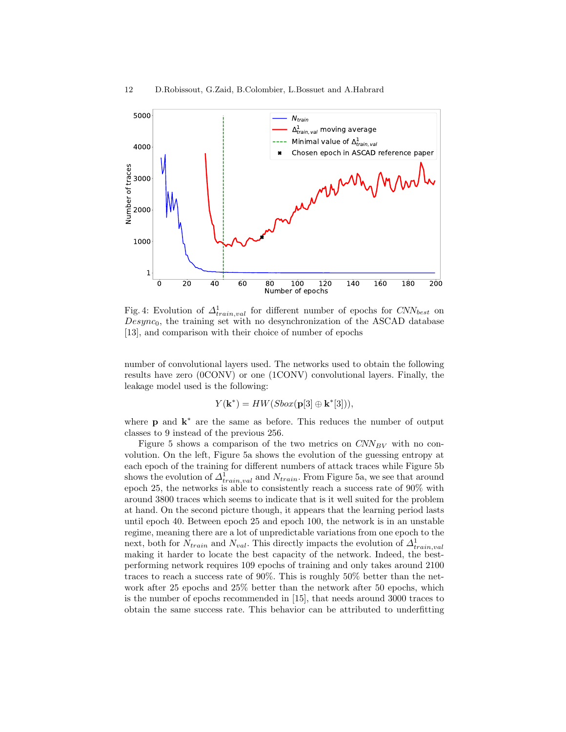Fig. 4: Evolution of $\Delta^1_{train,val}$ for different number of epochs for $CNN_{best}$ on $Desync_0$, the training set with no desynchronization of the ASCAD database [13], and comparison with their choice of number of epochs

number of convolutional layers used. The networks used to obtain the following results have zero (0CONV) or one (1CONV) convolutional layers. Finally, the leakage model used is the following:

$$Y(\mathbf{k}^*) = HW(Sbox(\mathbf{p}[3] \oplus \mathbf{k}^*[3])),$$

where $\mathbf{p}$ and $\mathbf{k}^*$ are the same as before. This reduces the number of output classes to 9 instead of the previous 256.

Figure 5 shows a comparison of the two metrics on $CNN_{BV}$ with no convolution. On the left, Figure 5a shows the evolution of the guessing entropy at each epoch of the training for different numbers of attack traces while Figure 5b shows the evolution of $\Delta^1_{train,val}$ and $N_{train}$. From Figure 5a, we see that around epoch 25, the networks is able to consistently reach a success rate of 90% with around 3800 traces which seems to indicate that is it well suited for the problem at hand. On the second picture though, it appears that the learning period lasts until epoch 40. Between epoch 25 and epoch 100, the network is in an unstable regime, meaning there are a lot of unpredictable variations from one epoch to the next, both for $N_{train}$ and $N_{val}$. This directly impacts the evolution of $\Delta^1_{train,val}$ making it harder to locate the best capacity of the network. Indeed, the best-performing network requires 109 epochs of training and only takes around 2100 traces to reach a success rate of 90%. This is roughly 50% better than the network after 25 epochs and 25% better than the network after 50 epochs, which is the number of epochs recommended in [15], that needs around 3000 traces to obtain the same success rate. This behavior can be attributed to underfitting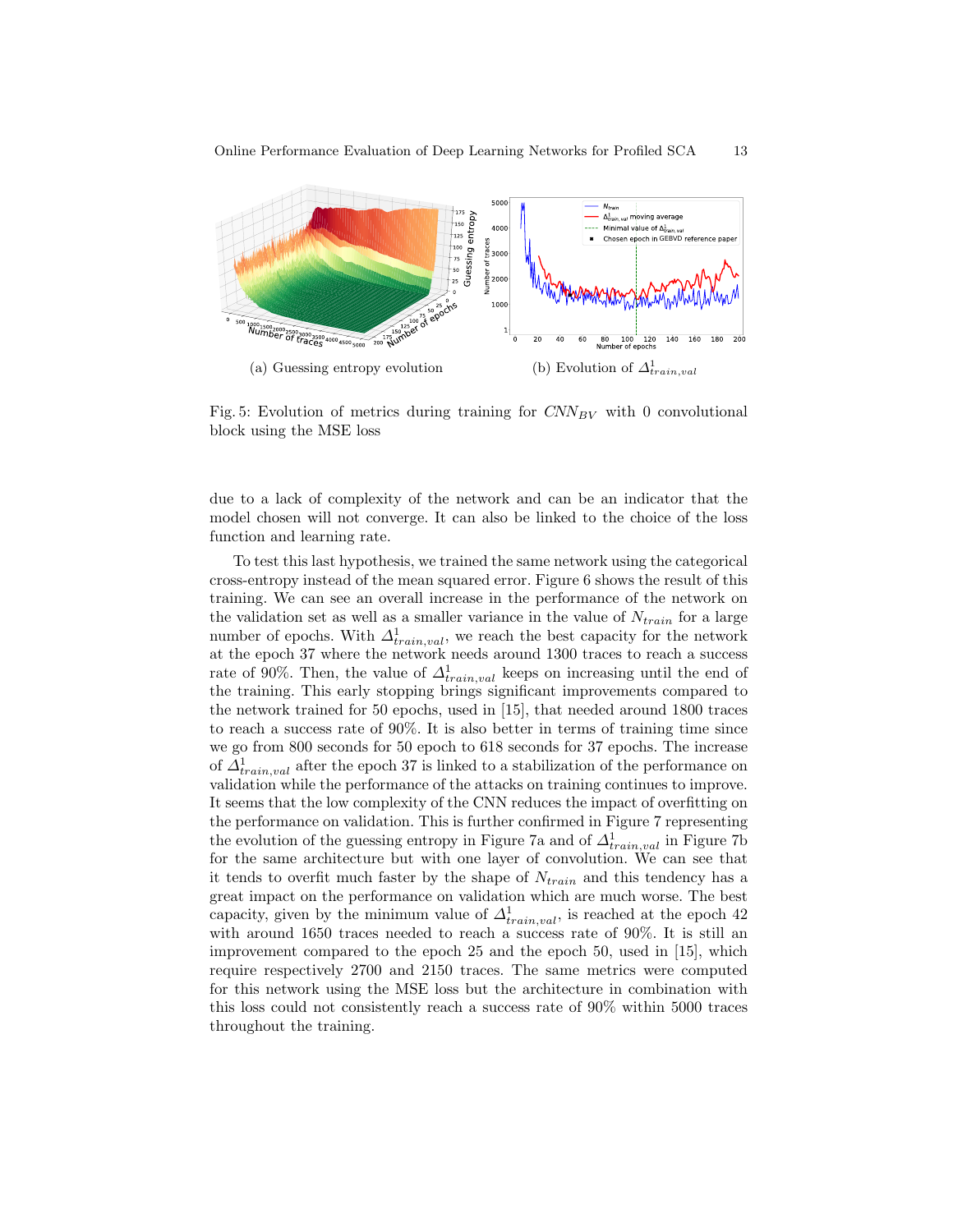(a) Guessing entropy evolution

(b) Evolution of $\Delta^1_{train,val}$

Fig. 5: Evolution of metrics during training for $CNN_{BV}$ with 0 convolutional block using the MSE loss

due to a lack of complexity of the network and can be an indicator that the model chosen will not converge. It can also be linked to the choice of the loss function and learning rate.

To test this last hypothesis, we trained the same network using the categorical cross-entropy instead of the mean squared error. Figure 6 shows the result of this training. We can see an overall increase in the performance of the network on the validation set as well as a smaller variance in the value of $N_{train}$ for a large number of epochs. With $\Delta^1_{train,val}$, we reach the best capacity for the network at the epoch 37 where the network needs around 1300 traces to reach a success rate of 90%. Then, the value of $\Delta^1_{train,val}$ keeps on increasing until the end of the training. This early stopping brings significant improvements compared to the network trained for 50 epochs, used in [15], that needed around 1800 traces to reach a success rate of 90%. It is also better in terms of training time since we go from 800 seconds for 50 epoch to 618 seconds for 37 epochs. The increase of $\Delta^1_{train,val}$ after the epoch 37 is linked to a stabilization of the performance on validation while the performance of the attacks on training continues to improve. It seems that the low complexity of the CNN reduces the impact of overfitting on the performance on validation. This is further confirmed in Figure 7 representing the evolution of the guessing entropy in Figure 7a and of $\Delta^1_{train,val}$ in Figure 7b for the same architecture but with one layer of convolution. We can see that it tends to overfit much faster by the shape of $N_{train}$ and this tendency has a great impact on the performance on validation which are much worse. The best capacity, given by the minimum value of $\Delta^1_{train,val}$, is reached at the epoch 42 with around 1650 traces needed to reach a success rate of 90%. It is still an improvement compared to the epoch 25 and the epoch 50, used in [15], which require respectively 2700 and 2150 traces. The same metrics were computed for this network using the MSE loss but the architecture in combination with this loss could not consistently reach a success rate of 90% within 5000 traces throughout the training.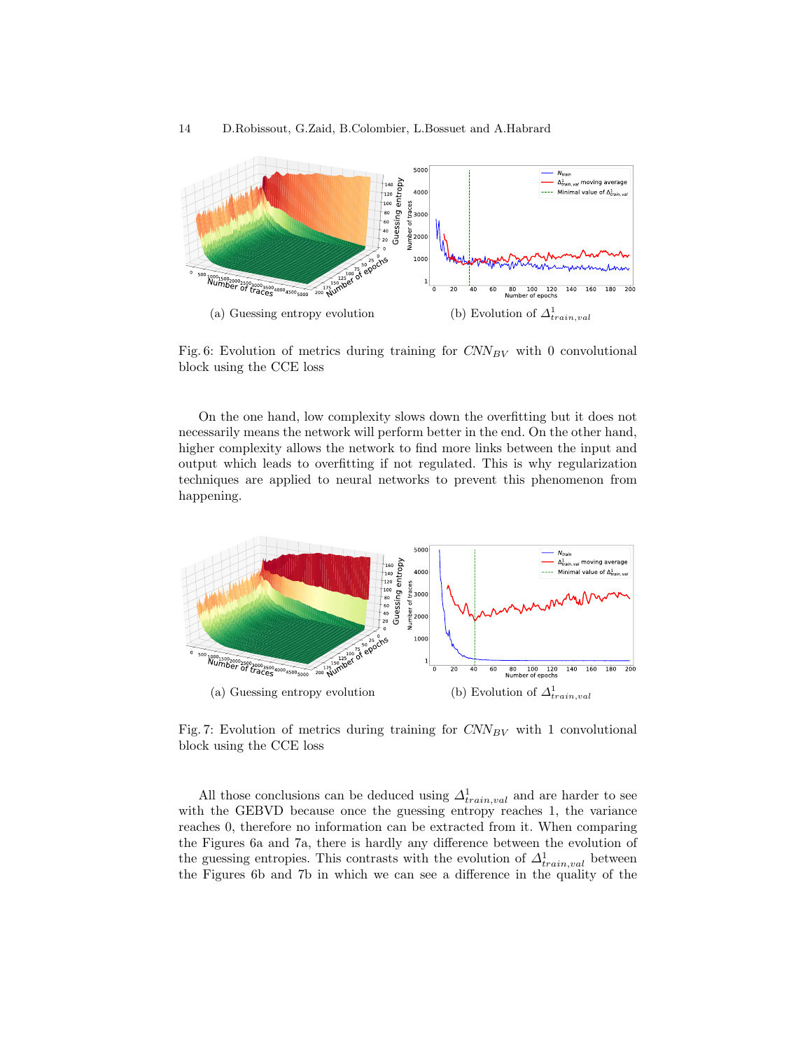(a) Guessing entropy evolution

(b) Evolution of $\Delta^1_{train,val}$

Fig. 6: Evolution of metrics during training for $CNN_{BV}$ with 0 convolutional block using the CCE loss

On the one hand, low complexity slows down the overfitting but it does not necessarily means the network will perform better in the end. On the other hand, higher complexity allows the network to find more links between the input and output which leads to overfitting if not regulated. This is why regularization techniques are applied to neural networks to prevent this phenomenon from happening.

(a) Guessing entropy evolution

(b) Evolution of $\Delta^1_{train,val}$

Fig. 7: Evolution of metrics during training for $CNN_{BV}$ with 1 convolutional block using the CCE loss

All those conclusions can be deduced using $\Delta^1_{train,val}$ and are harder to see with the GEBVD because once the guessing entropy reaches 1, the variance reaches 0, therefore no information can be extracted from it. When comparing the Figures 6a and 7a, there is hardly any difference between the evolution of the guessing entropies. This contrasts with the evolution of $\Delta^1_{train,val}$ between the Figures 6b and 7b in which we can see a difference in the quality of the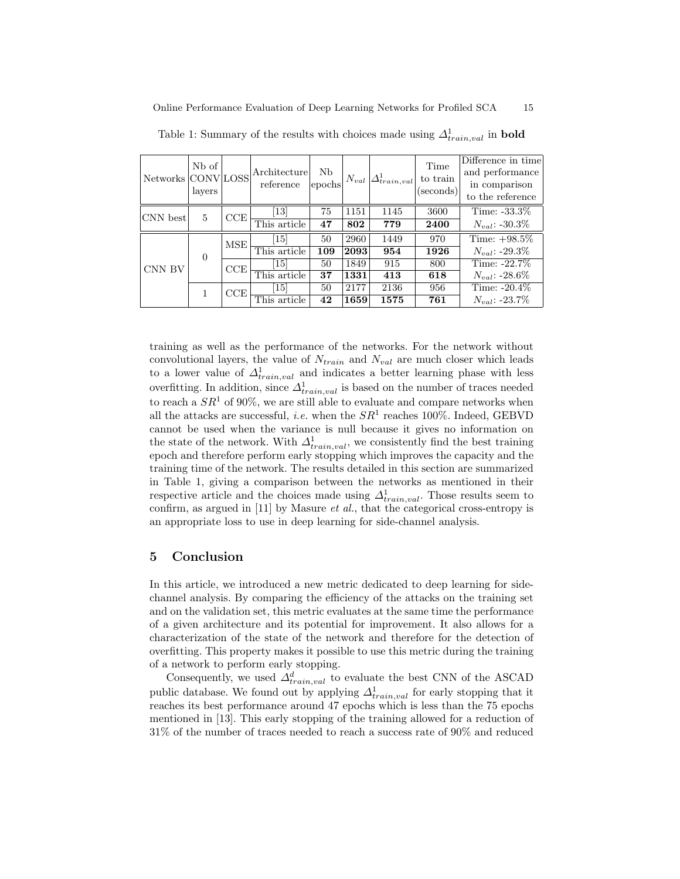Table 1: Summary of the results with choices made using $\Delta^1_{train,val}$ in **bold**

| Networks | Nb of CONV layers | LOSS | Architecture reference | Nb epochs | $N_{val}$ | $\Delta^1_{train,val}$ | Time to train (seconds) | Difference in time and performance in comparison to the reference |
|---|---|---|---|---|---|---|---|---|
| CNN best | 5 | CCE | [13] | 75 | 1151 | 1145 | 3600 | Time: -33.3% |
| | | | This article | **47** | **802** | **779** | **2400** | $N_{val}$: -30.3% |
| CNN BV | 0 | MSE | [15] | 50 | 2960 | 1449 | 970 | Time: +98.5% |
| | | | This article | **109** | **2093** | **954** | **1926** | $N_{val}$: -29.3% |
| | | CCE | [15] | 50 | 1849 | 915 | 800 | Time: -22.7% |
| | | | This article | **37** | **1331** | **413** | **618** | $N_{val}$: -28.6% |
| | 1 | CCE | [15] | 50 | 2177 | 2136 | 956 | Time: -20.4% |
| | | | This article | **42** | **1659** | **1575** | **761** | $N_{val}$: -23.7% |

training as well as the performance of the networks. For the network without convolutional layers, the value of $N_{train}$ and $N_{val}$ are much closer which leads to a lower value of $\Delta^1_{train,val}$ and indicates a better learning phase with less overfitting. In addition, since $\Delta^1_{train,val}$ is based on the number of traces needed to reach a $SR^1$ of 90%, we are still able to evaluate and compare networks when all the attacks are successful, *i.e.* when the $SR^1$ reaches 100%. Indeed, GEBVD cannot be used when the variance is null because it gives no information on the state of the network. With $\Delta^1_{train,val}$, we consistently find the best training epoch and therefore perform early stopping which improves the capacity and the training time of the network. The results detailed in this section are summarized in Table 1, giving a comparison between the networks as mentioned in their respective article and the choices made using $\Delta^1_{train,val}$. Those results seem to confirm, as argued in [11] by Masure *et al.*, that the categorical cross-entropy is an appropriate loss to use in deep learning for side-channel analysis.

## 5 Conclusion

In this article, we introduced a new metric dedicated to deep learning for side-channel analysis. By comparing the efficiency of the attacks on the training set and on the validation set, this metric evaluates at the same time the performance of a given architecture and its potential for improvement. It also allows for a characterization of the state of the network and therefore for the detection of overfitting. This property makes it possible to use this metric during the training of a network to perform early stopping.

Consequently, we used $\Delta^d_{train,val}$ to evaluate the best CNN of the ASCAD public database. We found out by applying $\Delta^1_{train,val}$ for early stopping that it reaches its best performance around 47 epochs which is less than the 75 epochs mentioned in [13]. This early stopping of the training allowed for a reduction of 31% of the number of traces needed to reach a success rate of 90% and reduced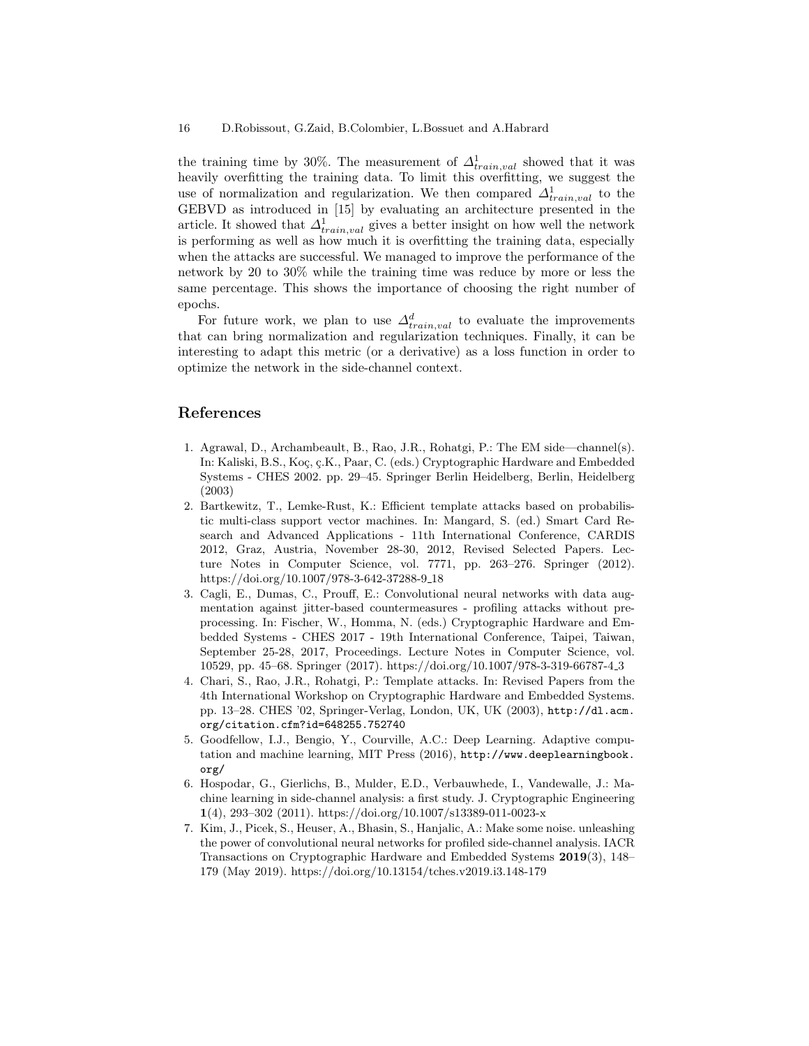the training time by 30%. The measurement of $\Delta^1_{train,val}$ showed that it was heavily overfitting the training data. To limit this overfitting, we suggest the use of normalization and regularization. We then compared $\Delta^1_{train,val}$ to the GEBVD as introduced in [15] by evaluating an architecture presented in the article. It showed that $\Delta^1_{train,val}$ gives a better insight on how well the network is performing as well as how much it is overfitting the training data, especially when the attacks are successful. We managed to improve the performance of the network by 20 to 30% while the training time was reduce by more or less the same percentage. This shows the importance of choosing the right number of epochs.

For future work, we plan to use $\Delta^d_{train,val}$ to evaluate the improvements that can bring normalization and regularization techniques. Finally, it can be interesting to adapt this metric (or a derivative) as a loss function in order to optimize the network in the side-channel context.

## References

1. Agrawal, D., Archambeault, B., Rao, J.R., Rohatgi, P.: The EM side—channel(s). In: Kaliski, B.S., Koç, ç.K., Paar, C. (eds.) Cryptographic Hardware and Embedded Systems - CHES 2002. pp. 29–45. Springer Berlin Heidelberg, Berlin, Heidelberg (2003)
2. Bartkewitz, T., Lemke-Rust, K.: Efficient template attacks based on probabilistic multi-class support vector machines. In: Mangard, S. (ed.) Smart Card Research and Advanced Applications - 11th International Conference, CARDIS 2012, Graz, Austria, November 28-30, 2012, Revised Selected Papers. Lecture Notes in Computer Science, vol. 7771, pp. 263–276. Springer (2012). https://doi.org/10.1007/978-3-642-37288-9_18
3. Cagli, E., Dumas, C., Prouff, E.: Convolutional neural networks with data augmentation against jitter-based countermeasures - profiling attacks without preprocessing. In: Fischer, W., Homma, N. (eds.) Cryptographic Hardware and Embedded Systems - CHES 2017 - 19th International Conference, Taipei, Taiwan, September 25-28, 2017, Proceedings. Lecture Notes in Computer Science, vol. 10529, pp. 45–68. Springer (2017). https://doi.org/10.1007/978-3-319-66787-4_3
4. Chari, S., Rao, J.R., Rohatgi, P.: Template attacks. In: Revised Papers from the 4th International Workshop on Cryptographic Hardware and Embedded Systems. pp. 13–28. CHES '02, Springer-Verlag, London, UK, UK (2003), http://dl.acm.org/citation.cfm?id=648255.752740
5. Goodfellow, I.J., Bengio, Y., Courville, A.C.: Deep Learning. Adaptive computation and machine learning, MIT Press (2016), http://www.deeplearningbook.org/
6. Hospodar, G., Gierlichs, B., Mulder, E.D., Verbauwhede, I., Vandewalle, J.: Machine learning in side-channel analysis: a first study. J. Cryptographic Engineering **1**(4), 293–302 (2011). https://doi.org/10.1007/s13389-011-0023-x
7. Kim, J., Picek, S., Heuser, A., Bhasin, S., Hanjalic, A.: Make some noise. unleashing the power of convolutional neural networks for profiled side-channel analysis. IACR Transactions on Cryptographic Hardware and Embedded Systems **2019**(3), 148–179 (May 2019). https://doi.org/10.13154/tches.v2019.i3.148-179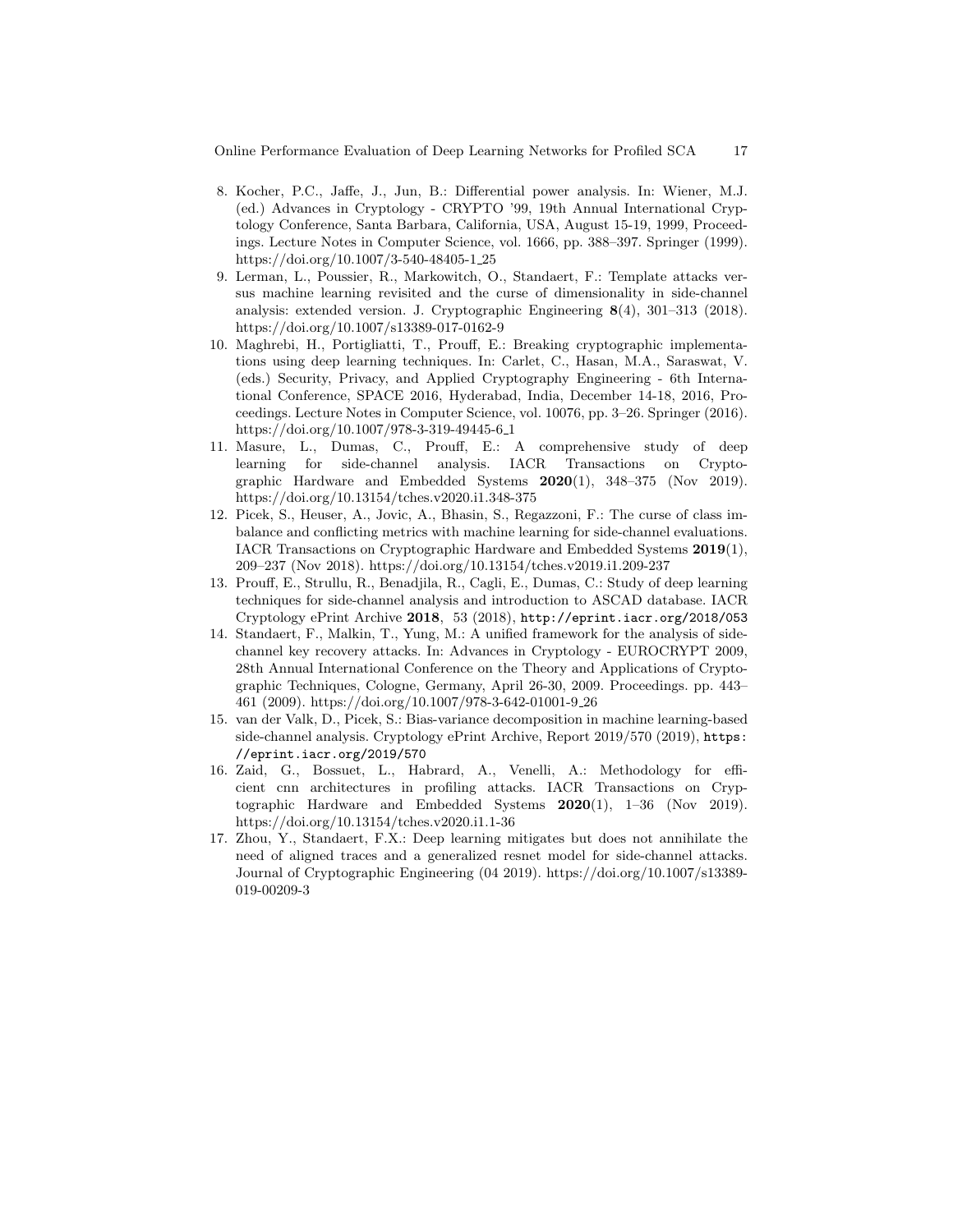8. Kocher, P.C., Jaffe, J., Jun, B.: Differential power analysis. In: Wiener, M.J. (ed.) Advances in Cryptology - CRYPTO '99, 19th Annual International Cryptology Conference, Santa Barbara, California, USA, August 15-19, 1999, Proceedings. Lecture Notes in Computer Science, vol. 1666, pp. 388–397. Springer (1999). https://doi.org/10.1007/3-540-48405-1_25
9. Lerman, L., Poussier, R., Markowitch, O., Standaert, F.: Template attacks versus machine learning revisited and the curse of dimensionality in side-channel analysis: extended version. J. Cryptographic Engineering **8**(4), 301–313 (2018). https://doi.org/10.1007/s13389-017-0162-9
10. Maghrebi, H., Portigliatti, T., Prouff, E.: Breaking cryptographic implementations using deep learning techniques. In: Carlet, C., Hasan, M.A., Saraswat, V. (eds.) Security, Privacy, and Applied Cryptography Engineering - 6th International Conference, SPACE 2016, Hyderabad, India, December 14-18, 2016, Proceedings. Lecture Notes in Computer Science, vol. 10076, pp. 3–26. Springer (2016). https://doi.org/10.1007/978-3-319-49445-6_1
11. Masure, L., Dumas, C., Prouff, E.: A comprehensive study of deep learning for side-channel analysis. IACR Transactions on Cryptographic Hardware and Embedded Systems **2020**(1), 348–375 (Nov 2019). https://doi.org/10.13154/tches.v2020.i1.348-375
12. Picek, S., Heuser, A., Jovic, A., Bhasin, S., Regazzoni, F.: The curse of class imbalance and conflicting metrics with machine learning for side-channel evaluations. IACR Transactions on Cryptographic Hardware and Embedded Systems **2019**(1), 209–237 (Nov 2018). https://doi.org/10.13154/tches.v2019.i1.209-237
13. Prouff, E., Strullu, R., Benadjila, R., Cagli, E., Dumas, C.: Study of deep learning techniques for side-channel analysis and introduction to ASCAD database. IACR Cryptology ePrint Archive **2018**, 53 (2018), `http://eprint.iacr.org/2018/053`
14. Standaert, F., Malkin, T., Yung, M.: A unified framework for the analysis of side-channel key recovery attacks. In: Advances in Cryptology - EUROCRYPT 2009, 28th Annual International Conference on the Theory and Applications of Cryptographic Techniques, Cologne, Germany, April 26-30, 2009. Proceedings. pp. 443–461 (2009). https://doi.org/10.1007/978-3-642-01001-9_26
15. van der Valk, D., Picek, S.: Bias-variance decomposition in machine learning-based side-channel analysis. Cryptology ePrint Archive, Report 2019/570 (2019), `https://eprint.iacr.org/2019/570`
16. Zaid, G., Bossuet, L., Habrard, A., Venelli, A.: Methodology for efficient cnn architectures in profiling attacks. IACR Transactions on Cryptographic Hardware and Embedded Systems **2020**(1), 1–36 (Nov 2019). https://doi.org/10.13154/tches.v2020.i1.1-36
17. Zhou, Y., Standaert, F.X.: Deep learning mitigates but does not annihilate the need of aligned traces and a generalized resnet model for side-channel attacks. Journal of Cryptographic Engineering (04 2019). https://doi.org/10.1007/s13389-019-00209-3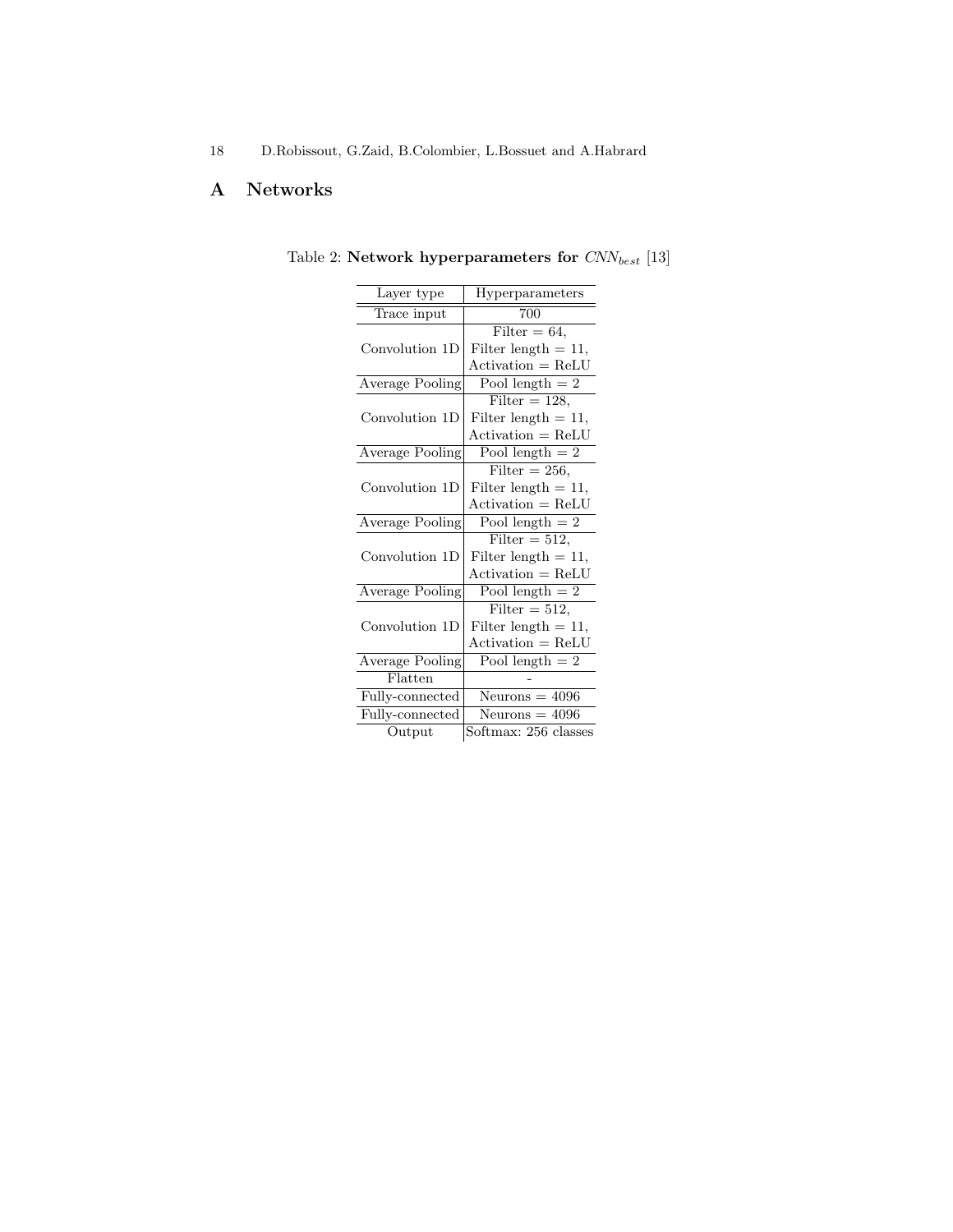## A Networks

Table 2: **Network hyperparameters for** $CNN_{best}$ [13]

| Layer type | Hyperparameters |
| --- | --- |
| Trace input | 700 |
| Convolution 1D | Filter = 64, Filter length = 11, Activation = ReLU |
| Average Pooling | Pool length = 2 |
| Convolution 1D | Filter = 128, Filter length = 11, Activation = ReLU |
| Average Pooling | Pool length = 2 |
| Convolution 1D | Filter = 256, Filter length = 11, Activation = ReLU |
| Average Pooling | Pool length = 2 |
| Convolution 1D | Filter = 512, Filter length = 11, Activation = ReLU |
| Average Pooling | Pool length = 2 |
| Convolution 1D | Filter = 512, Filter length = 11, Activation = ReLU |
| Average Pooling | Pool length = 2 |
| Flatten | - |
| Fully-connected | Neurons = 4096 |
| Fully-connected | Neurons = 4096 |
| Output | Softmax: 256 classes |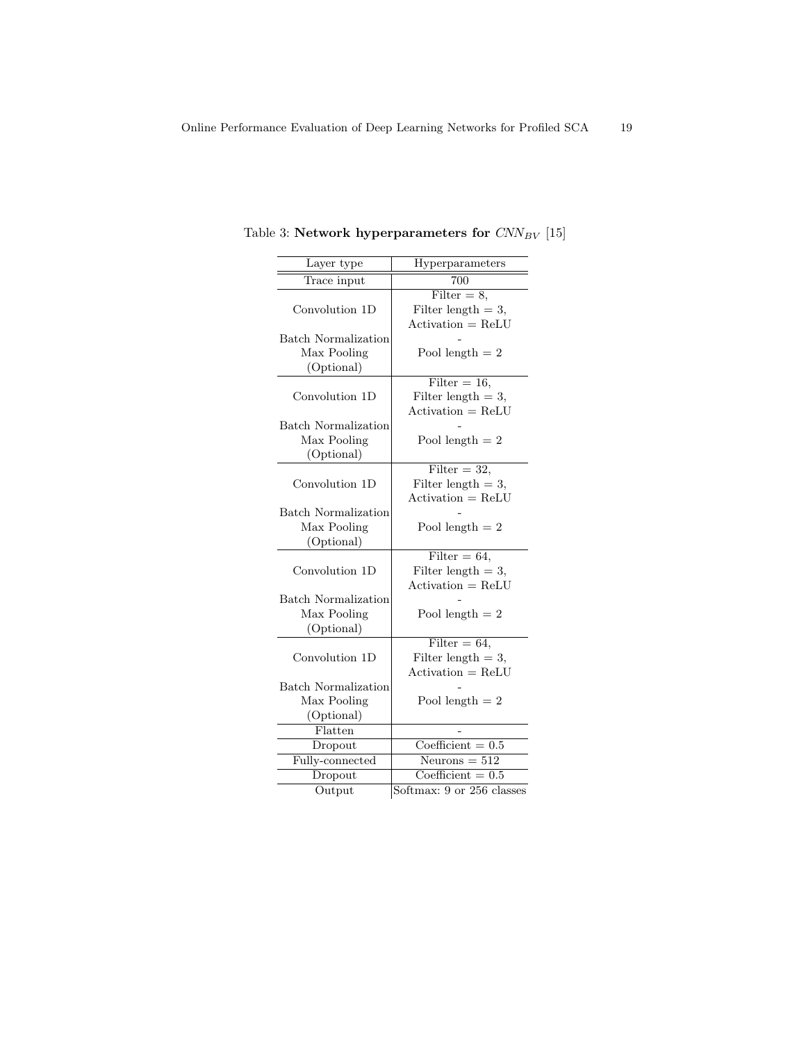Table 3: **Network hyperparameters for** $CNN_{BV}$ [15]

| Layer type | Hyperparameters |
|---|---|
| Trace input | 700 |
| Convolution 1D | Filter = 8, Filter length = 3, Activation = ReLU |
| Batch Normalization | - |
| Max Pooling (Optional) | Pool length = 2 |
| Convolution 1D | Filter = 16, Filter length = 3, Activation = ReLU |
| Batch Normalization | - |
| Max Pooling (Optional) | Pool length = 2 |
| Convolution 1D | Filter = 32, Filter length = 3, Activation = ReLU |
| Batch Normalization | - |
| Max Pooling (Optional) | Pool length = 2 |
| Convolution 1D | Filter = 64, Filter length = 3, Activation = ReLU |
| Batch Normalization | - |
| Max Pooling (Optional) | Pool length = 2 |
| Convolution 1D | Filter = 64, Filter length = 3, Activation = ReLU |
| Batch Normalization | - |
| Max Pooling (Optional) | Pool length = 2 |
| Flatten | - |
| Dropout | Coefficient = 0.5 |
| Fully-connected | Neurons = 512 |
| Dropout | Coefficient = 0.5 |
| Output | Softmax: 9 or 256 classes |